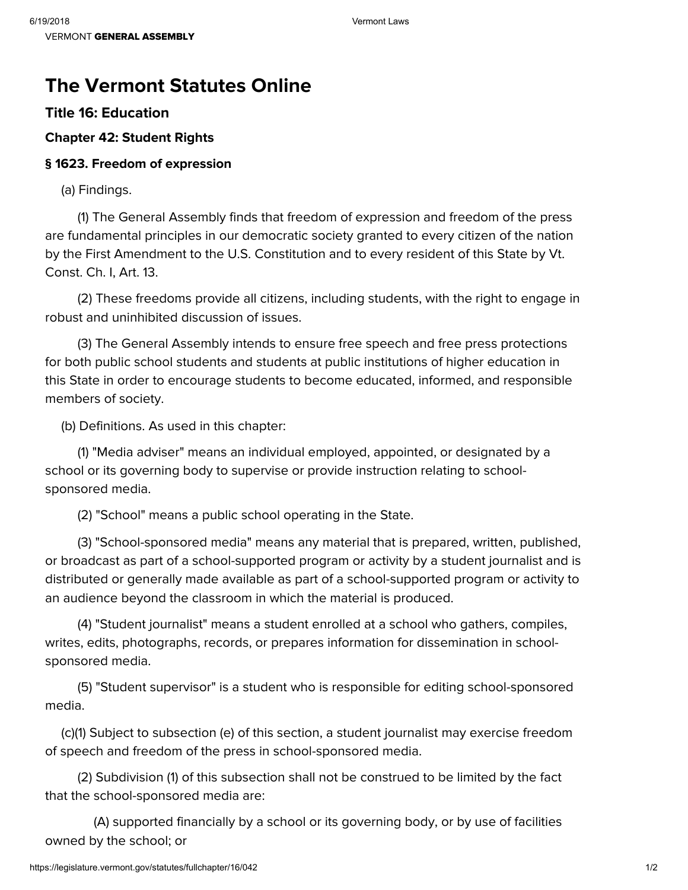VERMONT **GENERAL ASSEMBLY**

# The Vermont Statutes Online

### Title 16: Education

### Chapter 42: Student Rights

### § 1623. Freedom of expression

(a) Findings.

(1) The General Assembly finds that freedom of expression and freedom of the press are fundamental principles in our democratic society granted to every citizen of the nation by the First Amendment to the U.S. Constitution and to every resident of this State by Vt. Const. Ch. I, Art. 13.

(2) These freedoms provide all citizens, including students, with the right to engage in robust and uninhibited discussion of issues.

(3) The General Assembly intends to ensure free speech and free press protections for both public school students and students at public institutions of higher education in this State in order to encourage students to become educated, informed, and responsible members of society.

(b) Definitions. As used in this chapter:

(1) "Media adviser" means an individual employed, appointed, or designated by a school or its governing body to supervise or provide instruction relating to school-sponsored media.

(2) "School" means a public school operating in the State.

(3) "School-sponsored media" means any material that is prepared, written, published, or broadcast as part of a school-supported program or activity by a student journalist and is distributed or generally made available as part of a school-supported program or activity to an audience beyond the classroom in which the material is produced.

(4) "Student journalist" means a student enrolled at a school who gathers, compiles, writes, edits, photographs, records, or prepares information for dissemination in school-sponsored media.

(5) "Student supervisor" is a student who is responsible for editing school-sponsored media.

(c)(1) Subject to subsection (e) of this section, a student journalist may exercise freedom of speech and freedom of the press in school-sponsored media.

(2) Subdivision (1) of this subsection shall not be construed to be limited by the fact that the school-sponsored media are:

(A) supported financially by a school or its governing body, or by use of facilities owned by the school; or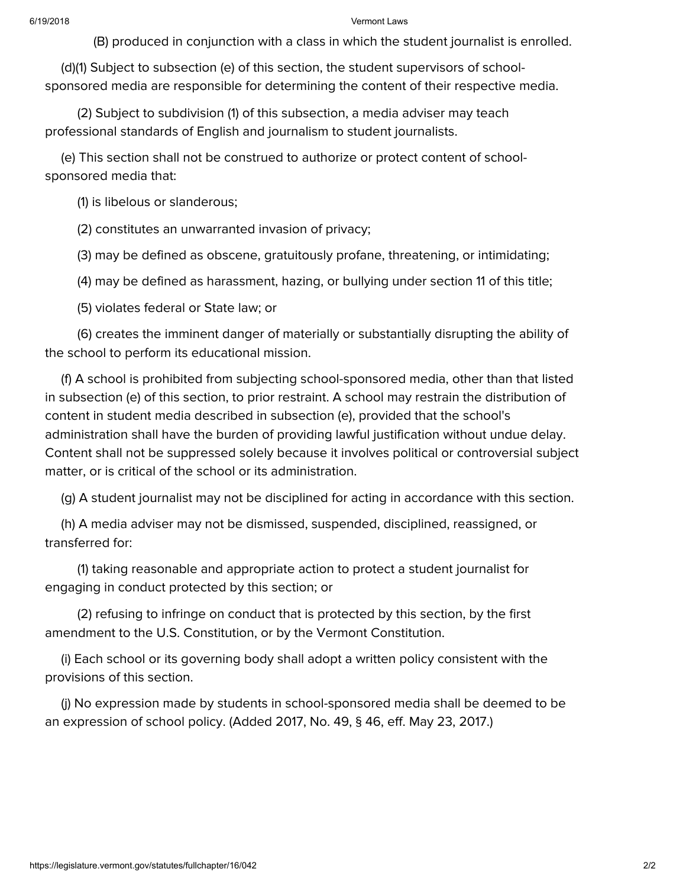(B) produced in conjunction with a class in which the student journalist is enrolled.

(d)(1) Subject to subsection (e) of this section, the student supervisors of school-sponsored media are responsible for determining the content of their respective media.

(2) Subject to subdivision (1) of this subsection, a media adviser may teach professional standards of English and journalism to student journalists.

(e) This section shall not be construed to authorize or protect content of school-sponsored media that:

(1) is libelous or slanderous;

(2) constitutes an unwarranted invasion of privacy;

(3) may be defined as obscene, gratuitously profane, threatening, or intimidating;

(4) may be defined as harassment, hazing, or bullying under section 11 of this title;

(5) violates federal or State law; or

(6) creates the imminent danger of materially or substantially disrupting the ability of the school to perform its educational mission.

(f) A school is prohibited from subjecting school-sponsored media, other than that listed in subsection (e) of this section, to prior restraint. A school may restrain the distribution of content in student media described in subsection (e), provided that the school's administration shall have the burden of providing lawful justification without undue delay. Content shall not be suppressed solely because it involves political or controversial subject matter, or is critical of the school or its administration.

(g) A student journalist may not be disciplined for acting in accordance with this section.

(h) A media adviser may not be dismissed, suspended, disciplined, reassigned, or transferred for:

(1) taking reasonable and appropriate action to protect a student journalist for engaging in conduct protected by this section; or

(2) refusing to infringe on conduct that is protected by this section, by the first amendment to the U.S. Constitution, or by the Vermont Constitution.

(i) Each school or its governing body shall adopt a written policy consistent with the provisions of this section.

(j) No expression made by students in school-sponsored media shall be deemed to be an expression of school policy. (Added 2017, No. 49, § 46, eff. May 23, 2017.)